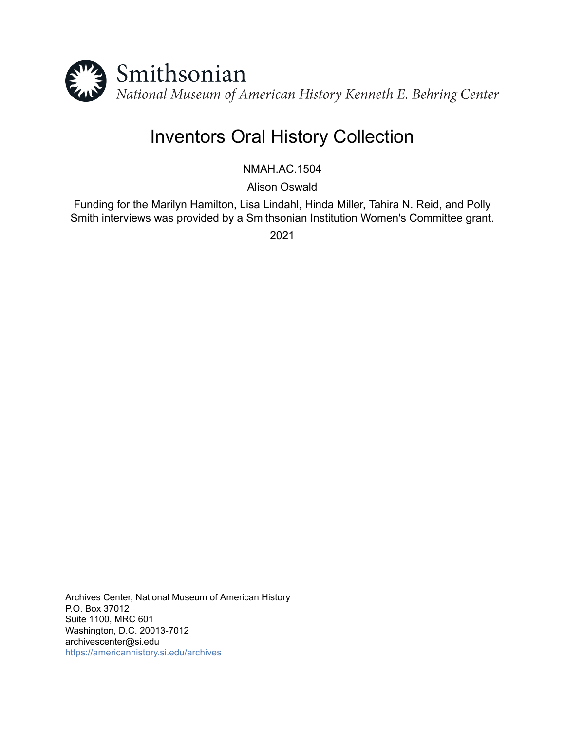Smithsonian

*National Museum of American History Kenneth E. Behring Center*

# Inventors Oral History Collection

NMAH.AC.1504

Alison Oswald

Funding for the Marilyn Hamilton, Lisa Lindahl, Hinda Miller, Tahira N. Reid, and Polly Smith interviews was provided by a Smithsonian Institution Women's Committee grant.

2021

Archives Center, National Museum of American History
P.O. Box 37012
Suite 1100, MRC 601
Washington, D.C. 20013-7012
archivescenter@si.edu
https://americanhistory.si.edu/archives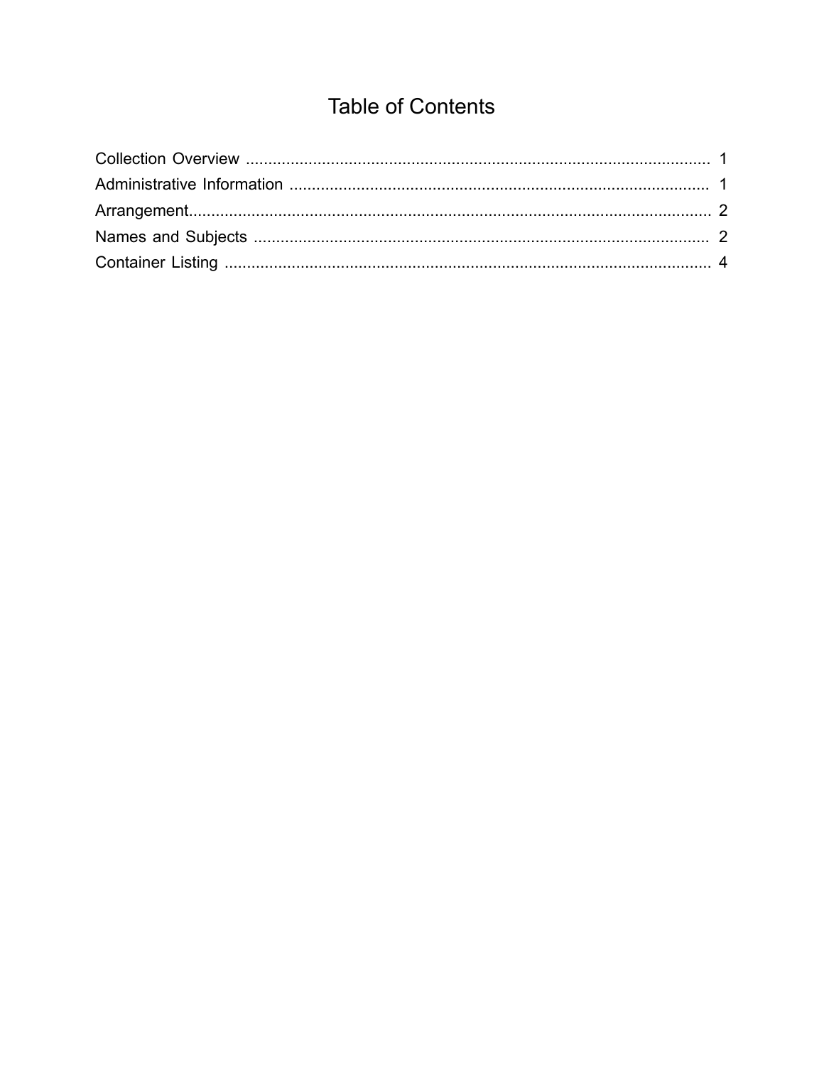# Table of Contents

Collection Overview .......................................................................................................... 1
Administrative Information ................................................................................................ 1
Arrangement....................................................................................................................... 2
Names and Subjects ......................................................................................................... 2
Container Listing ................................................................................................................ 4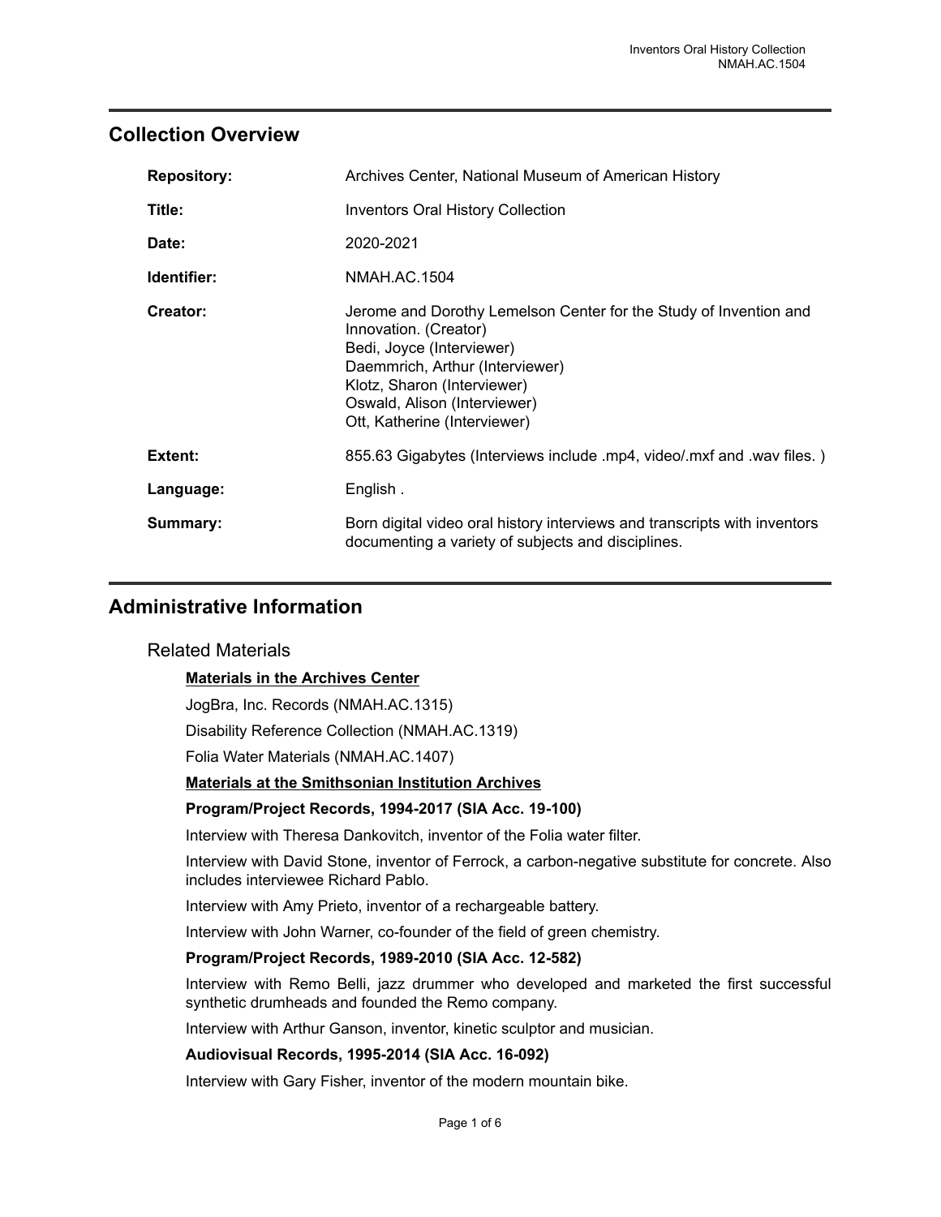## Collection Overview

| | |
|---|---|
| **Repository:** | Archives Center, National Museum of American History |
| **Title:** | Inventors Oral History Collection |
| **Date:** | 2020-2021 |
| **Identifier:** | NMAH.AC.1504 |
| **Creator:** | Jerome and Dorothy Lemelson Center for the Study of Invention and Innovation. (Creator)<br>Bedi, Joyce (Interviewer)<br>Daemmrich, Arthur (Interviewer)<br>Klotz, Sharon (Interviewer)<br>Oswald, Alison (Interviewer)<br>Ott, Katherine (Interviewer) |
| **Extent:** | 855.63 Gigabytes (Interviews include .mp4, video/.mxf and .wav files. ) |
| **Language:** | English . |
| **Summary:** | Born digital video oral history interviews and transcripts with inventors documenting a variety of subjects and disciplines. |

## Administrative Information

### Related Materials

**Materials in the Archives Center**

JogBra, Inc. Records (NMAH.AC.1315)

Disability Reference Collection (NMAH.AC.1319)

Folia Water Materials (NMAH.AC.1407)

**Materials at the Smithsonian Institution Archives**

**Program/Project Records, 1994-2017 (SIA Acc. 19-100)**

Interview with Theresa Dankovitch, inventor of the Folia water filter.

Interview with David Stone, inventor of Ferrock, a carbon-negative substitute for concrete. Also includes interviewee Richard Pablo.

Interview with Amy Prieto, inventor of a rechargeable battery.

Interview with John Warner, co-founder of the field of green chemistry.

**Program/Project Records, 1989-2010 (SIA Acc. 12-582)**

Interview with Remo Belli, jazz drummer who developed and marketed the first successful synthetic drumheads and founded the Remo company.

Interview with Arthur Ganson, inventor, kinetic sculptor and musician.

**Audiovisual Records, 1995-2014 (SIA Acc. 16-092)**

Interview with Gary Fisher, inventor of the modern mountain bike.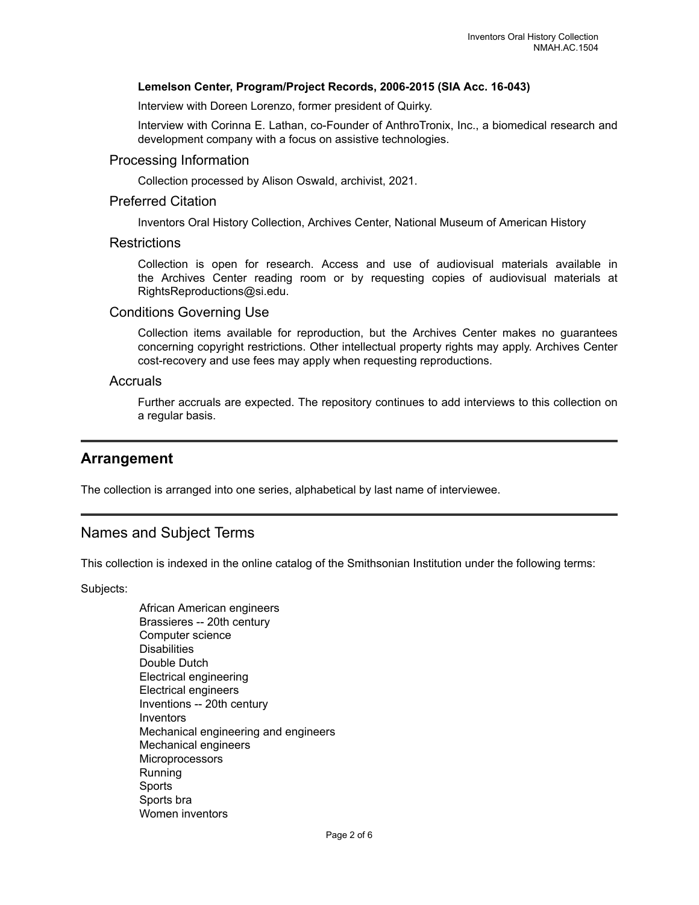**Lemelson Center, Program/Project Records, 2006-2015 (SIA Acc. 16-043)**

Interview with Doreen Lorenzo, former president of Quirky.

Interview with Corinna E. Lathan, co-Founder of AnthroTronix, Inc., a biomedical research and development company with a focus on assistive technologies.

### Processing Information

Collection processed by Alison Oswald, archivist, 2021.

### Preferred Citation

Inventors Oral History Collection, Archives Center, National Museum of American History

### Restrictions

Collection is open for research. Access and use of audiovisual materials available in the Archives Center reading room or by requesting copies of audiovisual materials at RightsReproductions@si.edu.

### Conditions Governing Use

Collection items available for reproduction, but the Archives Center makes no guarantees concerning copyright restrictions. Other intellectual property rights may apply. Archives Center cost-recovery and use fees may apply when requesting reproductions.

### Accruals

Further accruals are expected. The repository continues to add interviews to this collection on a regular basis.

## Arrangement

The collection is arranged into one series, alphabetical by last name of interviewee.

## Names and Subject Terms

This collection is indexed in the online catalog of the Smithsonian Institution under the following terms:

Subjects:

- African American engineers
- Brassieres -- 20th century
- Computer science
- Disabilities
- Double Dutch
- Electrical engineering
- Electrical engineers
- Inventions -- 20th century
- Inventors
- Mechanical engineering and engineers
- Mechanical engineers
- Microprocessors
- Running
- Sports
- Sports bra
- Women inventors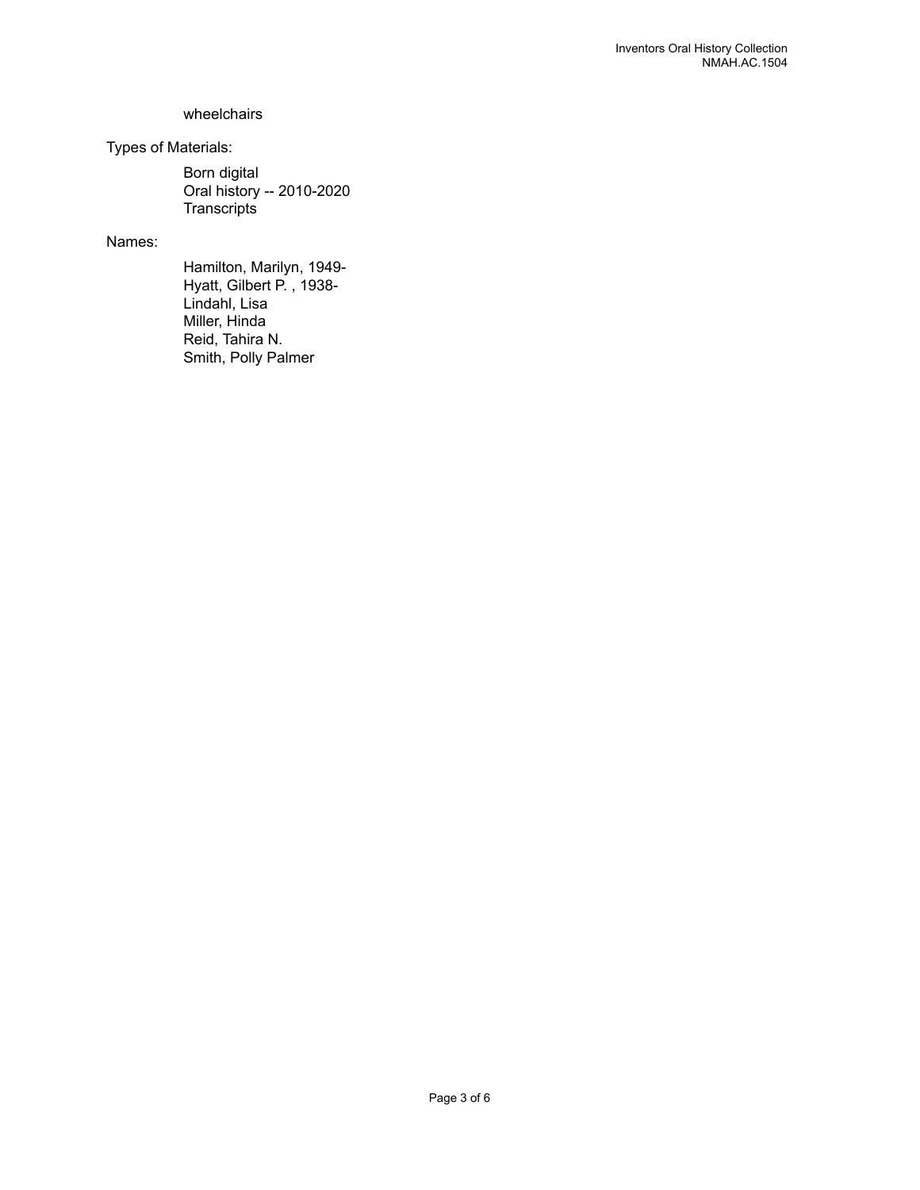wheelchairs

Types of Materials:

Born digital
Oral history -- 2010-2020
Transcripts

Names:

Hamilton, Marilyn, 1949-
Hyatt, Gilbert P. , 1938-
Lindahl, Lisa
Miller, Hinda
Reid, Tahira N.
Smith, Polly Palmer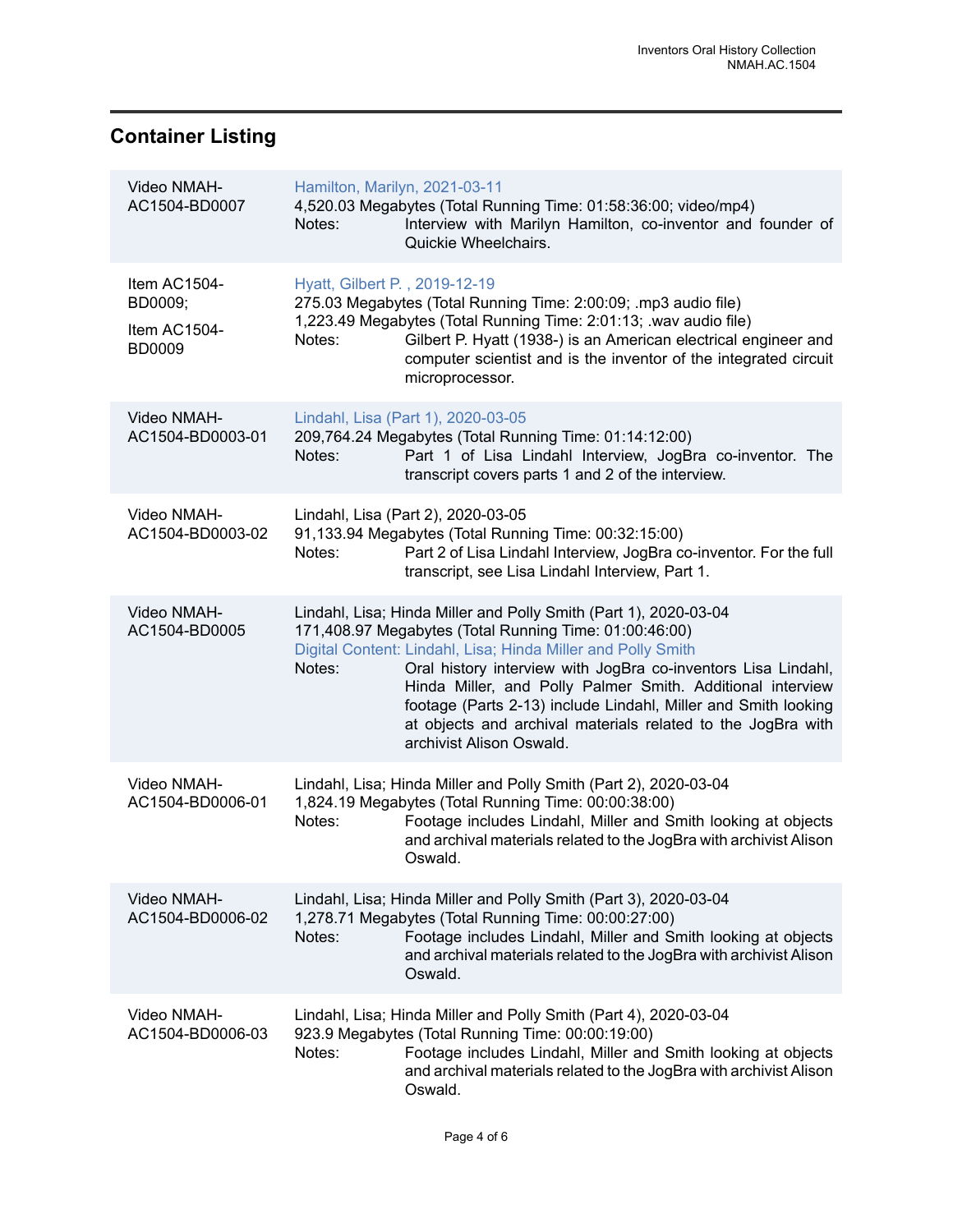## Container Listing

| | |
|---|---|
| Video NMAH-AC1504-BD0007 | Hamilton, Marilyn, 2021-03-11<br>4,520.03 Megabytes (Total Running Time: 01:58:36:00; video/mp4)<br>Notes: Interview with Marilyn Hamilton, co-inventor and founder of Quickie Wheelchairs. |
| Item AC1504-BD0009;<br>Item AC1504-BD0009 | Hyatt, Gilbert P. , 2019-12-19<br>275.03 Megabytes (Total Running Time: 2:00:09; .mp3 audio file)<br>1,223.49 Megabytes (Total Running Time: 2:01:13; .wav audio file)<br>Notes: Gilbert P. Hyatt (1938-) is an American electrical engineer and computer scientist and is the inventor of the integrated circuit microprocessor. |
| Video NMAH-AC1504-BD0003-01 | Lindahl, Lisa (Part 1), 2020-03-05<br>209,764.24 Megabytes (Total Running Time: 01:14:12:00)<br>Notes: Part 1 of Lisa Lindahl Interview, JogBra co-inventor. The transcript covers parts 1 and 2 of the interview. |
| Video NMAH-AC1504-BD0003-02 | Lindahl, Lisa (Part 2), 2020-03-05<br>91,133.94 Megabytes (Total Running Time: 00:32:15:00)<br>Notes: Part 2 of Lisa Lindahl Interview, JogBra co-inventor. For the full transcript, see Lisa Lindahl Interview, Part 1. |
| Video NMAH-AC1504-BD0005 | Lindahl, Lisa; Hinda Miller and Polly Smith (Part 1), 2020-03-04<br>171,408.97 Megabytes (Total Running Time: 01:00:46:00)<br>Digital Content: Lindahl, Lisa; Hinda Miller and Polly Smith<br>Notes: Oral history interview with JogBra co-inventors Lisa Lindahl, Hinda Miller, and Polly Palmer Smith. Additional interview footage (Parts 2-13) include Lindahl, Miller and Smith looking at objects and archival materials related to the JogBra with archivist Alison Oswald. |
| Video NMAH-AC1504-BD0006-01 | Lindahl, Lisa; Hinda Miller and Polly Smith (Part 2), 2020-03-04<br>1,824.19 Megabytes (Total Running Time: 00:00:38:00)<br>Notes: Footage includes Lindahl, Miller and Smith looking at objects and archival materials related to the JogBra with archivist Alison Oswald. |
| Video NMAH-AC1504-BD0006-02 | Lindahl, Lisa; Hinda Miller and Polly Smith (Part 3), 2020-03-04<br>1,278.71 Megabytes (Total Running Time: 00:00:27:00)<br>Notes: Footage includes Lindahl, Miller and Smith looking at objects and archival materials related to the JogBra with archivist Alison Oswald. |
| Video NMAH-AC1504-BD0006-03 | Lindahl, Lisa; Hinda Miller and Polly Smith (Part 4), 2020-03-04<br>923.9 Megabytes (Total Running Time: 00:00:19:00)<br>Notes: Footage includes Lindahl, Miller and Smith looking at objects and archival materials related to the JogBra with archivist Alison Oswald. |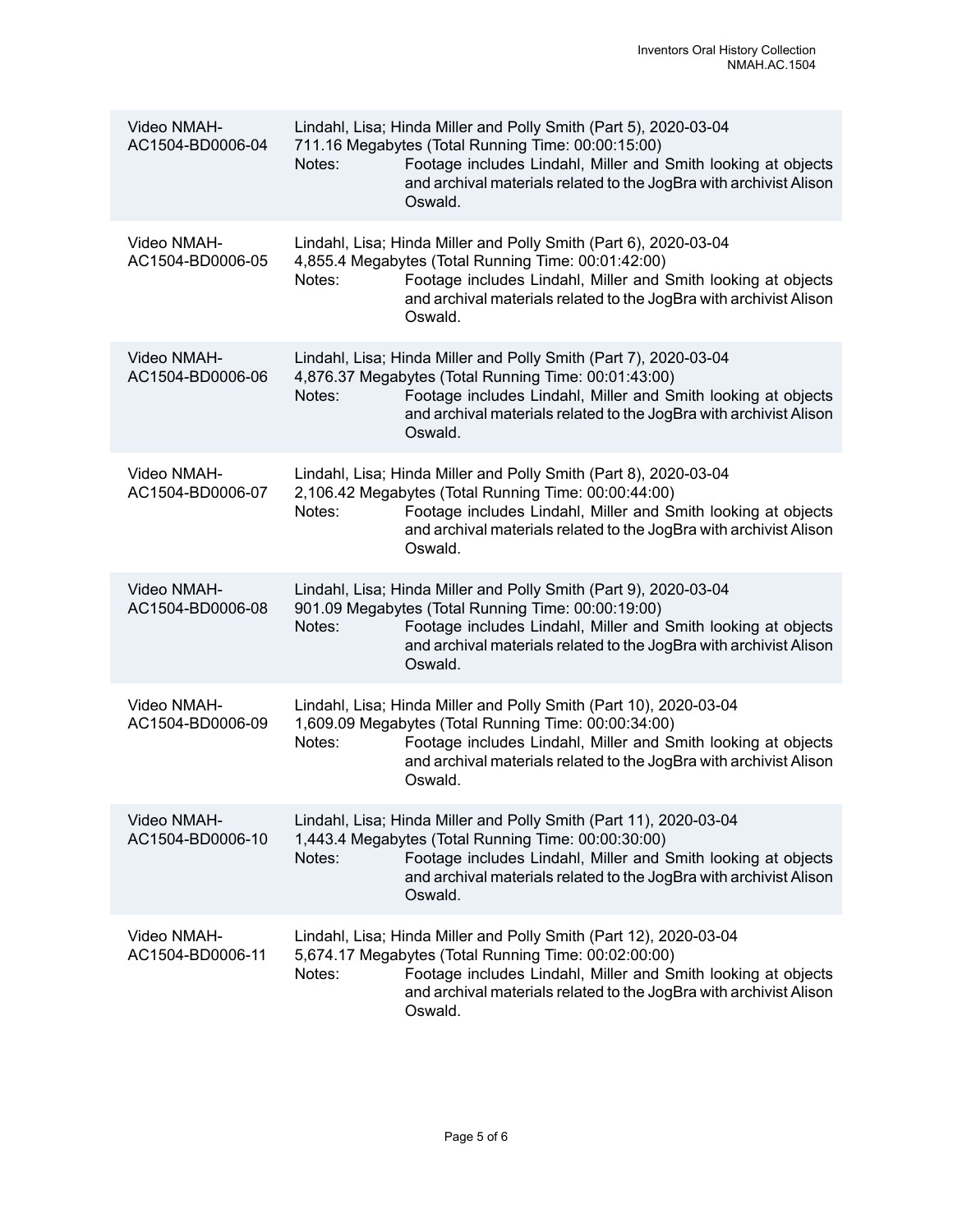| | |
|---|---|
| Video NMAH-AC1504-BD0006-04 | Lindahl, Lisa; Hinda Miller and Polly Smith (Part 5), 2020-03-04<br>711.16 Megabytes (Total Running Time: 00:00:15:00)<br>Notes: Footage includes Lindahl, Miller and Smith looking at objects and archival materials related to the JogBra with archivist Alison Oswald. |
| Video NMAH-AC1504-BD0006-05 | Lindahl, Lisa; Hinda Miller and Polly Smith (Part 6), 2020-03-04<br>4,855.4 Megabytes (Total Running Time: 00:01:42:00)<br>Notes: Footage includes Lindahl, Miller and Smith looking at objects and archival materials related to the JogBra with archivist Alison Oswald. |
| Video NMAH-AC1504-BD0006-06 | Lindahl, Lisa; Hinda Miller and Polly Smith (Part 7), 2020-03-04<br>4,876.37 Megabytes (Total Running Time: 00:01:43:00)<br>Notes: Footage includes Lindahl, Miller and Smith looking at objects and archival materials related to the JogBra with archivist Alison Oswald. |
| Video NMAH-AC1504-BD0006-07 | Lindahl, Lisa; Hinda Miller and Polly Smith (Part 8), 2020-03-04<br>2,106.42 Megabytes (Total Running Time: 00:00:44:00)<br>Notes: Footage includes Lindahl, Miller and Smith looking at objects and archival materials related to the JogBra with archivist Alison Oswald. |
| Video NMAH-AC1504-BD0006-08 | Lindahl, Lisa; Hinda Miller and Polly Smith (Part 9), 2020-03-04<br>901.09 Megabytes (Total Running Time: 00:00:19:00)<br>Notes: Footage includes Lindahl, Miller and Smith looking at objects and archival materials related to the JogBra with archivist Alison Oswald. |
| Video NMAH-AC1504-BD0006-09 | Lindahl, Lisa; Hinda Miller and Polly Smith (Part 10), 2020-03-04<br>1,609.09 Megabytes (Total Running Time: 00:00:34:00)<br>Notes: Footage includes Lindahl, Miller and Smith looking at objects and archival materials related to the JogBra with archivist Alison Oswald. |
| Video NMAH-AC1504-BD0006-10 | Lindahl, Lisa; Hinda Miller and Polly Smith (Part 11), 2020-03-04<br>1,443.4 Megabytes (Total Running Time: 00:00:30:00)<br>Notes: Footage includes Lindahl, Miller and Smith looking at objects and archival materials related to the JogBra with archivist Alison Oswald. |
| Video NMAH-AC1504-BD0006-11 | Lindahl, Lisa; Hinda Miller and Polly Smith (Part 12), 2020-03-04<br>5,674.17 Megabytes (Total Running Time: 00:02:00:00)<br>Notes: Footage includes Lindahl, Miller and Smith looking at objects and archival materials related to the JogBra with archivist Alison Oswald. |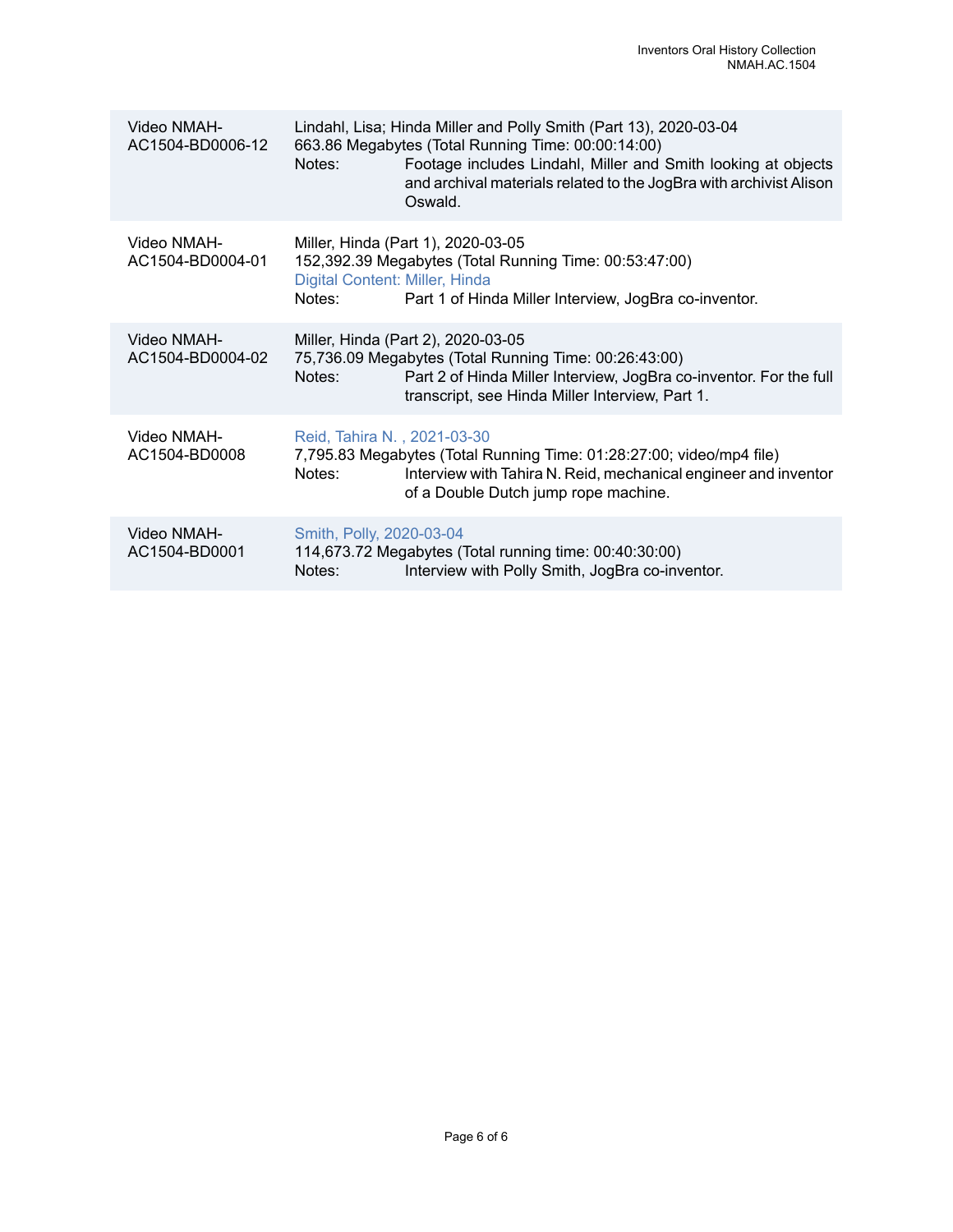| | |
|---|---|
| Video NMAH-AC1504-BD0006-12 | Lindahl, Lisa; Hinda Miller and Polly Smith (Part 13), 2020-03-04<br>663.86 Megabytes (Total Running Time: 00:00:14:00)<br>Notes: Footage includes Lindahl, Miller and Smith looking at objects and archival materials related to the JogBra with archivist Alison Oswald. |
| Video NMAH-AC1504-BD0004-01 | Miller, Hinda (Part 1), 2020-03-05<br>152,392.39 Megabytes (Total Running Time: 00:53:47:00)<br>Digital Content: Miller, Hinda<br>Notes: Part 1 of Hinda Miller Interview, JogBra co-inventor. |
| Video NMAH-AC1504-BD0004-02 | Miller, Hinda (Part 2), 2020-03-05<br>75,736.09 Megabytes (Total Running Time: 00:26:43:00)<br>Notes: Part 2 of Hinda Miller Interview, JogBra co-inventor. For the full transcript, see Hinda Miller Interview, Part 1. |
| Video NMAH-AC1504-BD0008 | Reid, Tahira N. , 2021-03-30<br>7,795.83 Megabytes (Total Running Time: 01:28:27:00; video/mp4 file)<br>Notes: Interview with Tahira N. Reid, mechanical engineer and inventor of a Double Dutch jump rope machine. |
| Video NMAH-AC1504-BD0001 | Smith, Polly, 2020-03-04<br>114,673.72 Megabytes (Total running time: 00:40:30:00)<br>Notes: Interview with Polly Smith, JogBra co-inventor. |